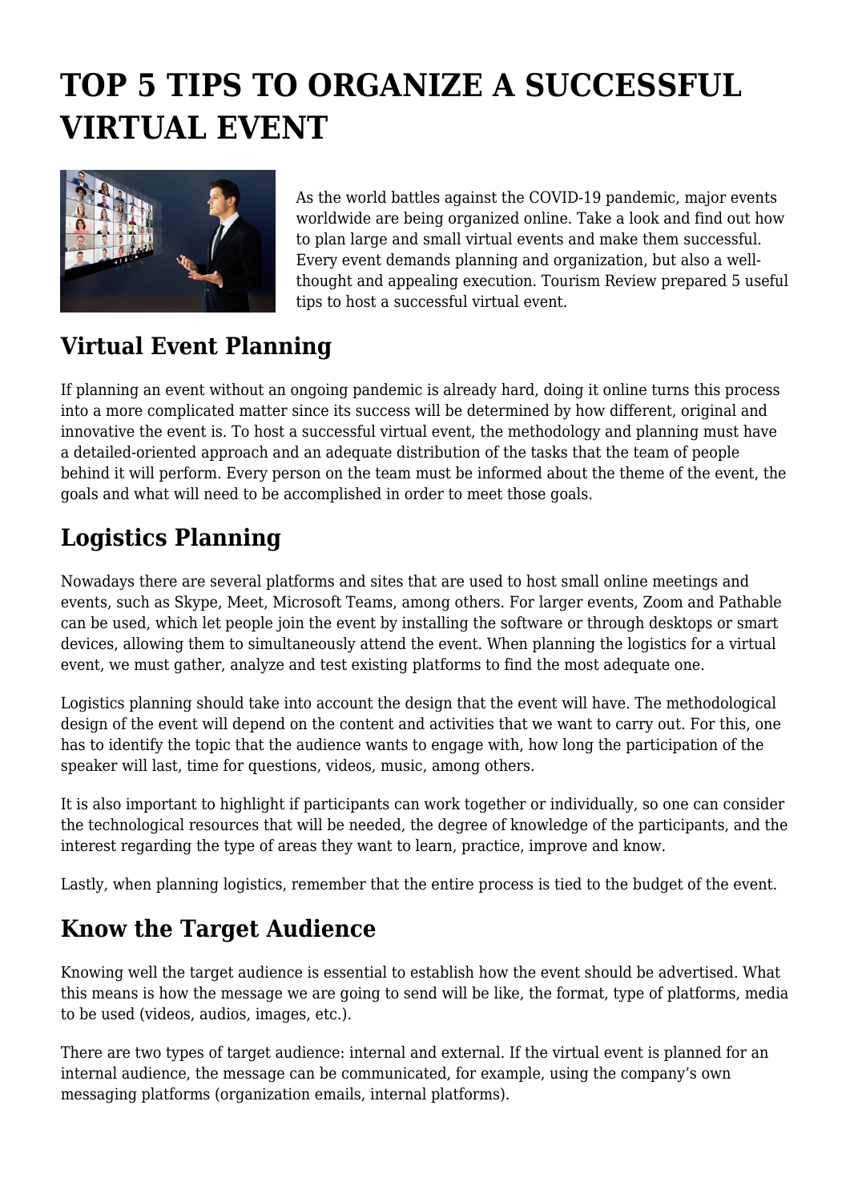# TOP 5 TIPS TO ORGANIZE A SUCCESSFUL VIRTUAL EVENT

As the world battles against the COVID-19 pandemic, major events worldwide are being organized online. Take a look and find out how to plan large and small virtual events and make them successful. Every event demands planning and organization, but also a well-thought and appealing execution. Tourism Review prepared 5 useful tips to host a successful virtual event.

## Virtual Event Planning

If planning an event without an ongoing pandemic is already hard, doing it online turns this process into a more complicated matter since its success will be determined by how different, original and innovative the event is. To host a successful virtual event, the methodology and planning must have a detailed-oriented approach and an adequate distribution of the tasks that the team of people behind it will perform. Every person on the team must be informed about the theme of the event, the goals and what will need to be accomplished in order to meet those goals.

## Logistics Planning

Nowadays there are several platforms and sites that are used to host small online meetings and events, such as Skype, Meet, Microsoft Teams, among others. For larger events, Zoom and Pathable can be used, which let people join the event by installing the software or through desktops or smart devices, allowing them to simultaneously attend the event. When planning the logistics for a virtual event, we must gather, analyze and test existing platforms to find the most adequate one.

Logistics planning should take into account the design that the event will have. The methodological design of the event will depend on the content and activities that we want to carry out. For this, one has to identify the topic that the audience wants to engage with, how long the participation of the speaker will last, time for questions, videos, music, among others.

It is also important to highlight if participants can work together or individually, so one can consider the technological resources that will be needed, the degree of knowledge of the participants, and the interest regarding the type of areas they want to learn, practice, improve and know.

Lastly, when planning logistics, remember that the entire process is tied to the budget of the event.

## Know the Target Audience

Knowing well the target audience is essential to establish how the event should be advertised. What this means is how the message we are going to send will be like, the format, type of platforms, media to be used (videos, audios, images, etc.).

There are two types of target audience: internal and external. If the virtual event is planned for an internal audience, the message can be communicated, for example, using the company's own messaging platforms (organization emails, internal platforms).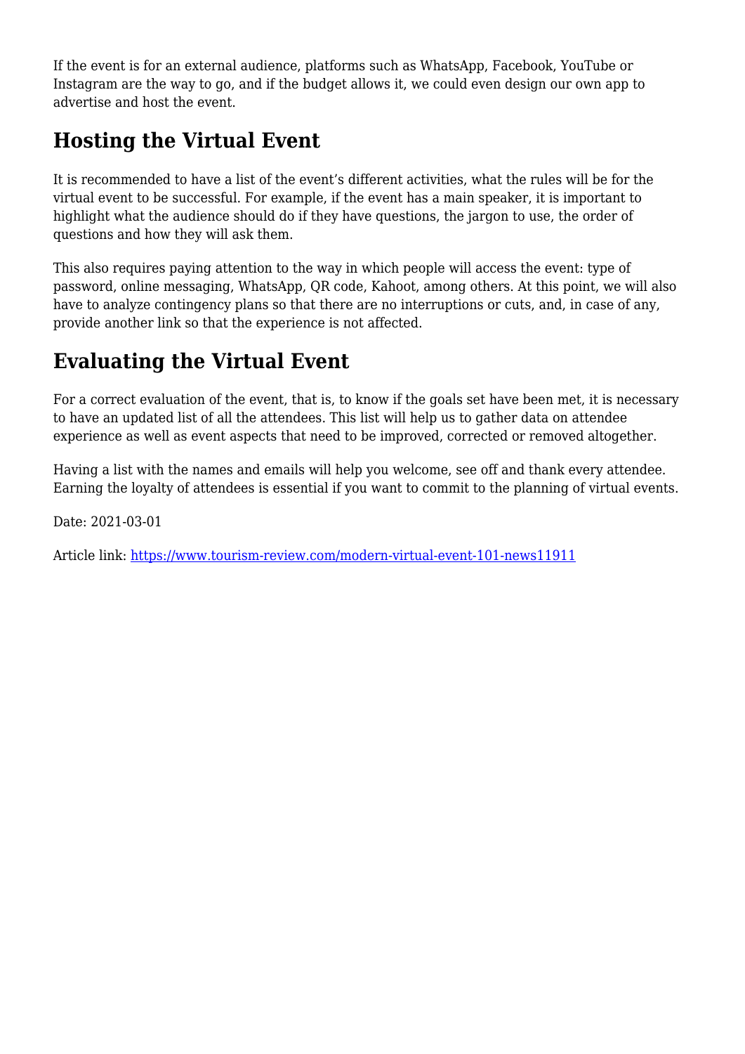If the event is for an external audience, platforms such as WhatsApp, Facebook, YouTube or Instagram are the way to go, and if the budget allows it, we could even design our own app to advertise and host the event.

## Hosting the Virtual Event

It is recommended to have a list of the event's different activities, what the rules will be for the virtual event to be successful. For example, if the event has a main speaker, it is important to highlight what the audience should do if they have questions, the jargon to use, the order of questions and how they will ask them.

This also requires paying attention to the way in which people will access the event: type of password, online messaging, WhatsApp, QR code, Kahoot, among others. At this point, we will also have to analyze contingency plans so that there are no interruptions or cuts, and, in case of any, provide another link so that the experience is not affected.

## Evaluating the Virtual Event

For a correct evaluation of the event, that is, to know if the goals set have been met, it is necessary to have an updated list of all the attendees. This list will help us to gather data on attendee experience as well as event aspects that need to be improved, corrected or removed altogether.

Having a list with the names and emails will help you welcome, see off and thank every attendee. Earning the loyalty of attendees is essential if you want to commit to the planning of virtual events.

Date: 2021-03-01

Article link: [https://www.tourism-review.com/modern-virtual-event-101-news11911](https://www.tourism-review.com/modern-virtual-event-101-news11911)